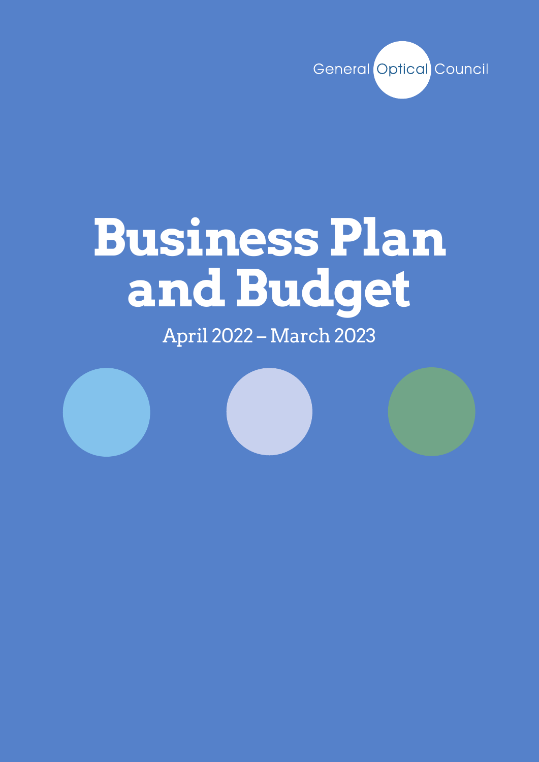General Optical Council

# Business Plan and Budget

April 2022 – March 2023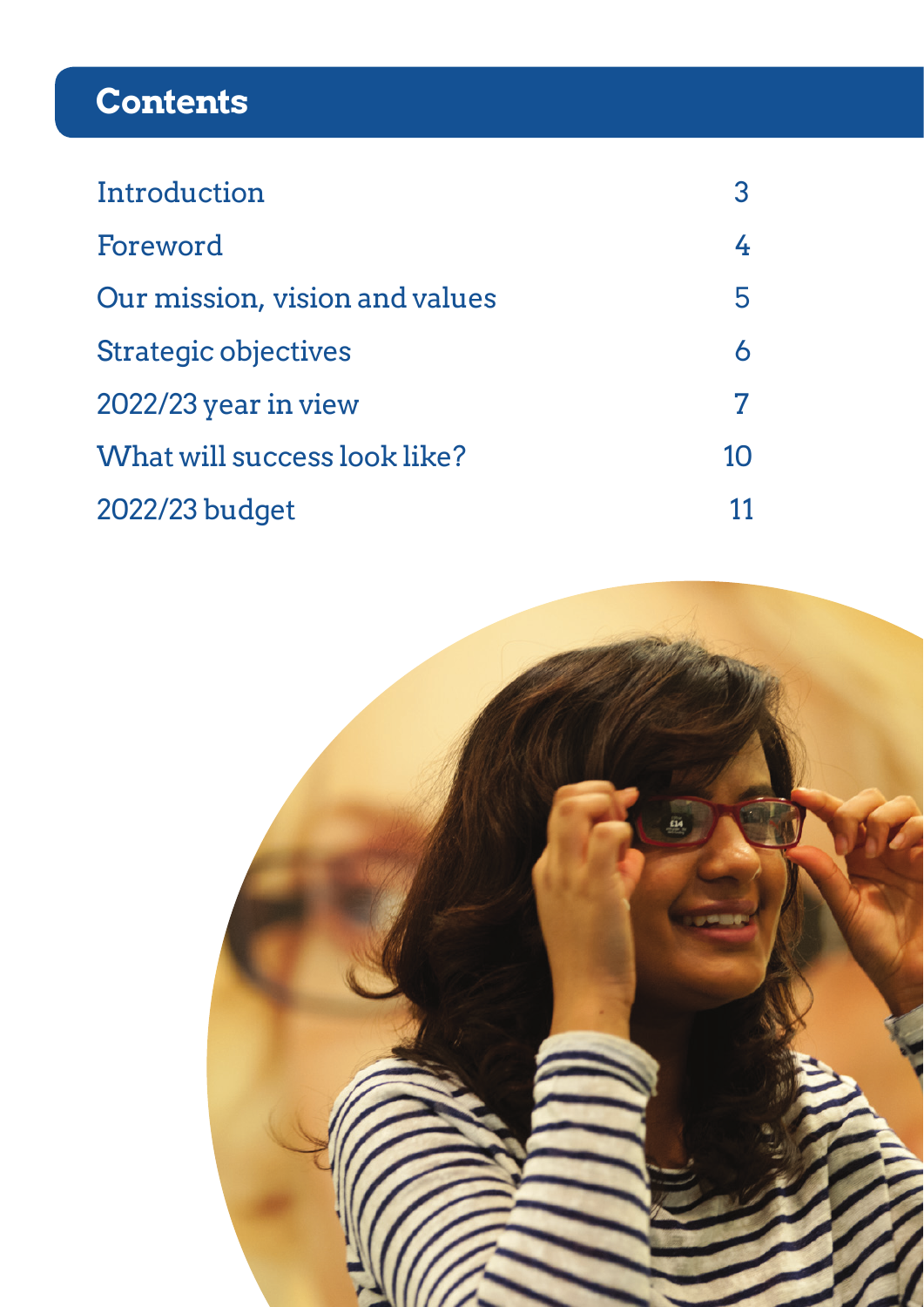# Contents

| | |
|---|---|
| Introduction | 3 |
| Foreword | 4 |
| Our mission, vision and values | 5 |
| Strategic objectives | 6 |
| 2022/23 year in view | 7 |
| What will success look like? | 10 |
| 2022/23 budget | 11 |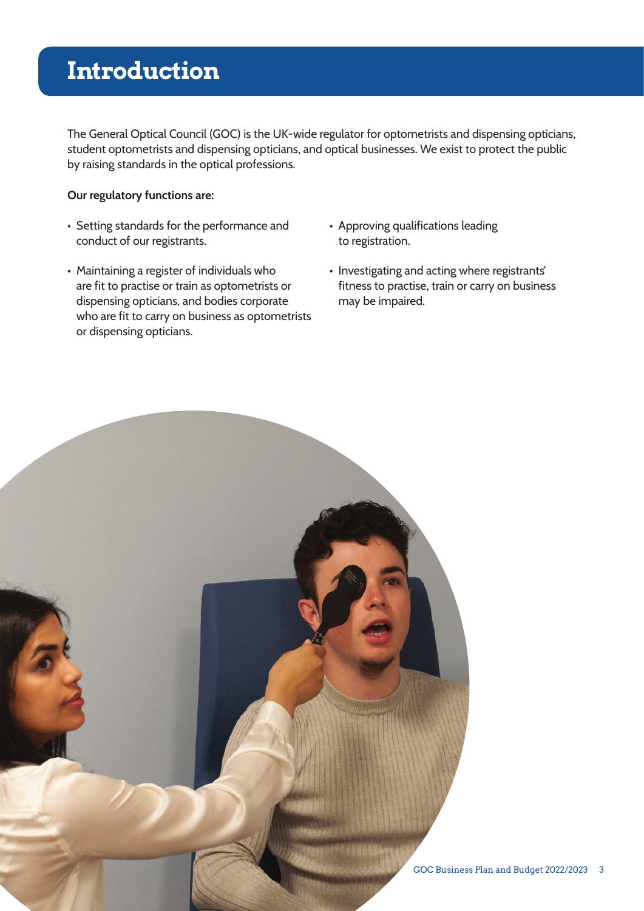# Introduction

The General Optical Council (GOC) is the UK-wide regulator for optometrists and dispensing opticians, student optometrists and dispensing opticians, and optical businesses. We exist to protect the public by raising standards in the optical professions.

**Our regulatory functions are:**

- Setting standards for the performance and conduct of our registrants.
- Maintaining a register of individuals who are fit to practise or train as optometrists or dispensing opticians, and bodies corporate who are fit to carry on business as optometrists or dispensing opticians.
- Approving qualifications leading to registration.
- Investigating and acting where registrants' fitness to practise, train or carry on business may be impaired.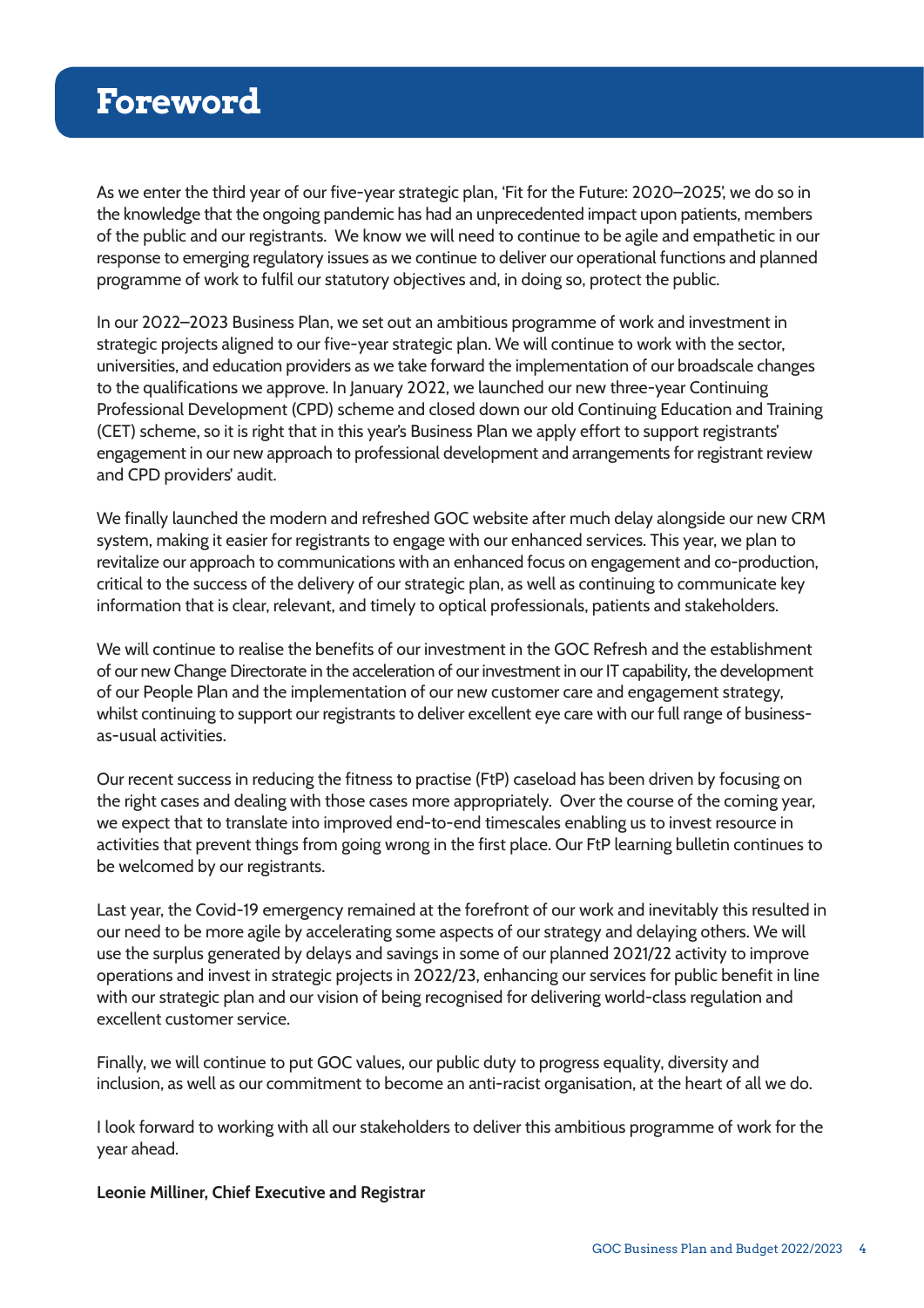# Foreword

As we enter the third year of our five-year strategic plan, 'Fit for the Future: 2020–2025', we do so in the knowledge that the ongoing pandemic has had an unprecedented impact upon patients, members of the public and our registrants. We know we will need to continue to be agile and empathetic in our response to emerging regulatory issues as we continue to deliver our operational functions and planned programme of work to fulfil our statutory objectives and, in doing so, protect the public.

In our 2022–2023 Business Plan, we set out an ambitious programme of work and investment in strategic projects aligned to our five-year strategic plan. We will continue to work with the sector, universities, and education providers as we take forward the implementation of our broadscale changes to the qualifications we approve. In January 2022, we launched our new three-year Continuing Professional Development (CPD) scheme and closed down our old Continuing Education and Training (CET) scheme, so it is right that in this year's Business Plan we apply effort to support registrants' engagement in our new approach to professional development and arrangements for registrant review and CPD providers' audit.

We finally launched the modern and refreshed GOC website after much delay alongside our new CRM system, making it easier for registrants to engage with our enhanced services. This year, we plan to revitalize our approach to communications with an enhanced focus on engagement and co-production, critical to the success of the delivery of our strategic plan, as well as continuing to communicate key information that is clear, relevant, and timely to optical professionals, patients and stakeholders.

We will continue to realise the benefits of our investment in the GOC Refresh and the establishment of our new Change Directorate in the acceleration of our investment in our IT capability, the development of our People Plan and the implementation of our new customer care and engagement strategy, whilst continuing to support our registrants to deliver excellent eye care with our full range of business-as-usual activities.

Our recent success in reducing the fitness to practise (FtP) caseload has been driven by focusing on the right cases and dealing with those cases more appropriately. Over the course of the coming year, we expect that to translate into improved end-to-end timescales enabling us to invest resource in activities that prevent things from going wrong in the first place. Our FtP learning bulletin continues to be welcomed by our registrants.

Last year, the Covid-19 emergency remained at the forefront of our work and inevitably this resulted in our need to be more agile by accelerating some aspects of our strategy and delaying others. We will use the surplus generated by delays and savings in some of our planned 2021/22 activity to improve operations and invest in strategic projects in 2022/23, enhancing our services for public benefit in line with our strategic plan and our vision of being recognised for delivering world-class regulation and excellent customer service.

Finally, we will continue to put GOC values, our public duty to progress equality, diversity and inclusion, as well as our commitment to become an anti-racist organisation, at the heart of all we do.

I look forward to working with all our stakeholders to deliver this ambitious programme of work for the year ahead.

**Leonie Milliner, Chief Executive and Registrar**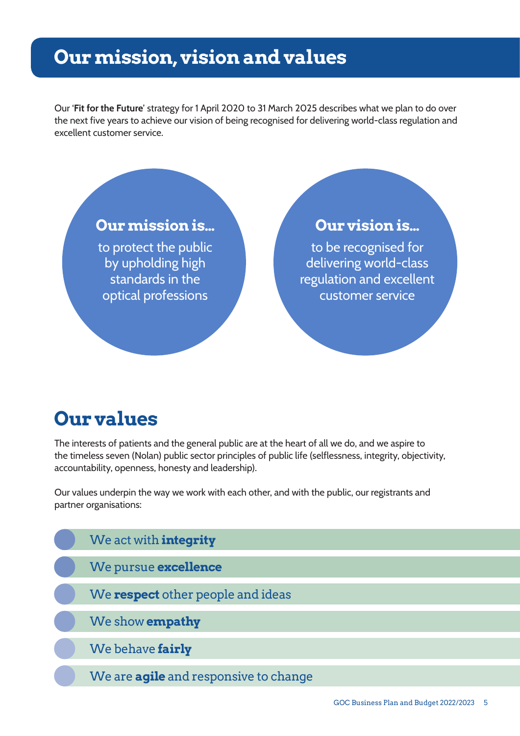# Our mission, vision and values

Our '**Fit for the Future**' strategy for 1 April 2020 to 31 March 2025 describes what we plan to do over the next five years to achieve our vision of being recognised for delivering world-class regulation and excellent customer service.

**Our mission is...**

to protect the public by upholding high standards in the optical professions

**Our vision is...**

to be recognised for delivering world-class regulation and excellent customer service

## Our values

The interests of patients and the general public are at the heart of all we do, and we aspire to the timeless seven (Nolan) public sector principles of public life (selflessness, integrity, objectivity, accountability, openness, honesty and leadership).

Our values underpin the way we work with each other, and with the public, our registrants and partner organisations:

- We act with **integrity**
- We pursue **excellence**
- We **respect** other people and ideas
- We show **empathy**
- We behave **fairly**
- We are **agile** and responsive to change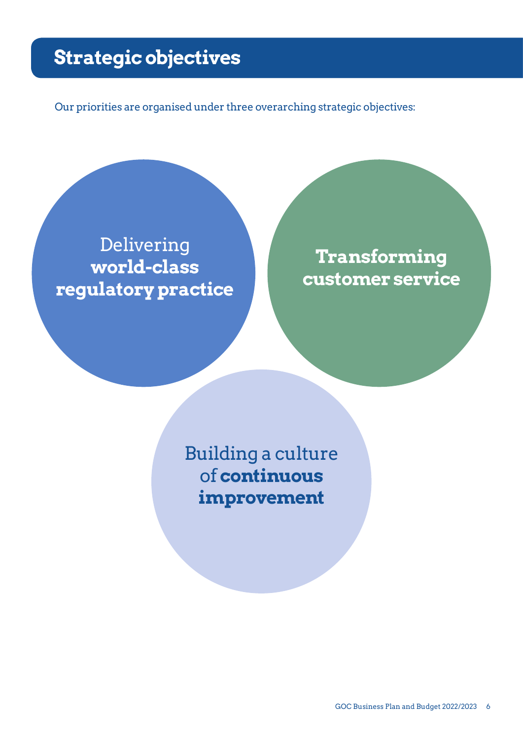## Strategic objectives

Our priorities are organised under three overarching strategic objectives:

Delivering **world-class regulatory practice**

**Transforming customer service**

Building a culture of **continuous improvement**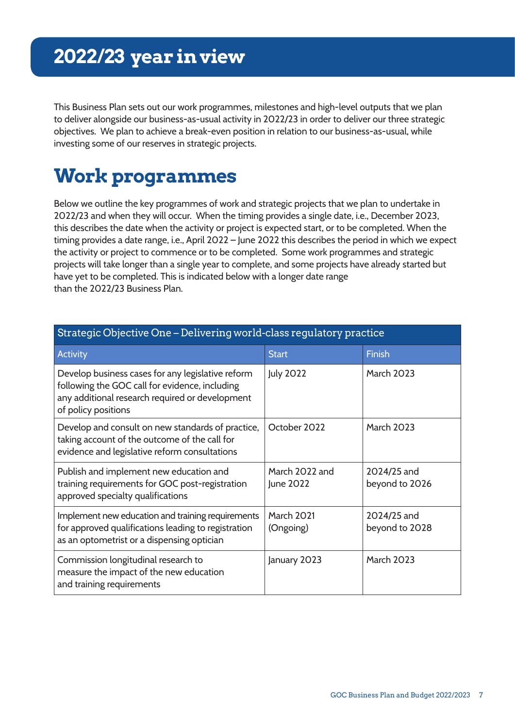# 2022/23 year in view

This Business Plan sets out our work programmes, milestones and high-level outputs that we plan to deliver alongside our business-as-usual activity in 2022/23 in order to deliver our three strategic objectives. We plan to achieve a break-even position in relation to our business-as-usual, while investing some of our reserves in strategic projects.

# Work programmes

Below we outline the key programmes of work and strategic projects that we plan to undertake in 2022/23 and when they will occur. When the timing provides a single date, i.e., December 2023, this describes the date when the activity or project is expected start, or to be completed. When the timing provides a date range, i.e., April 2022 – June 2022 this describes the period in which we expect the activity or project to commence or to be completed. Some work programmes and strategic projects will take longer than a single year to complete, and some projects have already started but have yet to be completed. This is indicated below with a longer date range than the 2022/23 Business Plan.

| Strategic Objective One – Delivering world-class regulatory practice | | |
|---|---|---|
| **Activity** | **Start** | **Finish** |
| Develop business cases for any legislative reform following the GOC call for evidence, including any additional research required or development of policy positions | July 2022 | March 2023 |
| Develop and consult on new standards of practice, taking account of the outcome of the call for evidence and legislative reform consultations | October 2022 | March 2023 |
| Publish and implement new education and training requirements for GOC post-registration approved specialty qualifications | March 2022 and June 2022 | 2024/25 and beyond to 2026 |
| Implement new education and training requirements for approved qualifications leading to registration as an optometrist or a dispensing optician | March 2021 (Ongoing) | 2024/25 and beyond to 2028 |
| Commission longitudinal research to measure the impact of the new education and training requirements | January 2023 | March 2023 |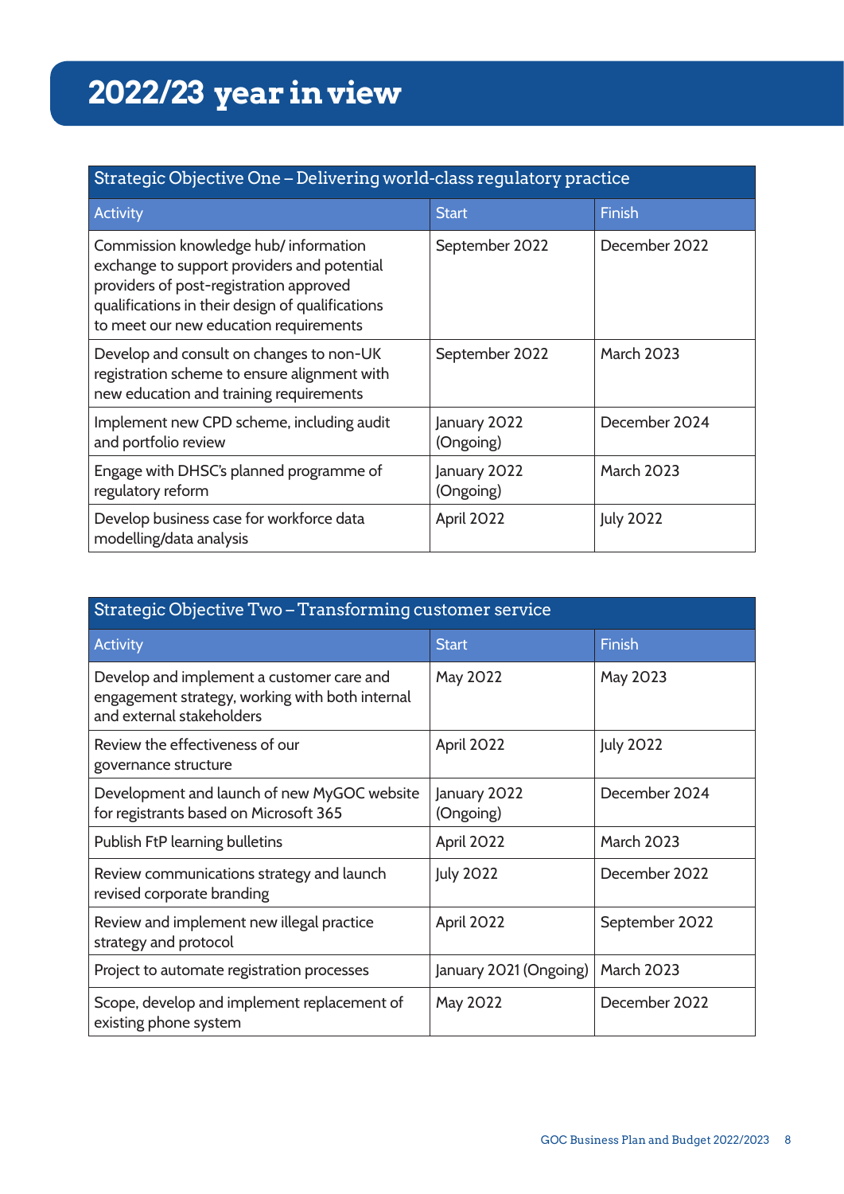# 2022/23 year in view

| Strategic Objective One – Delivering world-class regulatory practice | | |
|---|---|---|
| **Activity** | **Start** | **Finish** |
| Commission knowledge hub/ information exchange to support providers and potential providers of post-registration approved qualifications in their design of qualifications to meet our new education requirements | September 2022 | December 2022 |
| Develop and consult on changes to non-UK registration scheme to ensure alignment with new education and training requirements | September 2022 | March 2023 |
| Implement new CPD scheme, including audit and portfolio review | January 2022 (Ongoing) | December 2024 |
| Engage with DHSC's planned programme of regulatory reform | January 2022 (Ongoing) | March 2023 |
| Develop business case for workforce data modelling/data analysis | April 2022 | July 2022 |

| Strategic Objective Two – Transforming customer service | | |
|---|---|---|
| **Activity** | **Start** | **Finish** |
| Develop and implement a customer care and engagement strategy, working with both internal and external stakeholders | May 2022 | May 2023 |
| Review the effectiveness of our governance structure | April 2022 | July 2022 |
| Development and launch of new MyGOC website for registrants based on Microsoft 365 | January 2022 (Ongoing) | December 2024 |
| Publish FtP learning bulletins | April 2022 | March 2023 |
| Review communications strategy and launch revised corporate branding | July 2022 | December 2022 |
| Review and implement new illegal practice strategy and protocol | April 2022 | September 2022 |
| Project to automate registration processes | January 2021 (Ongoing) | March 2023 |
| Scope, develop and implement replacement of existing phone system | May 2022 | December 2022 |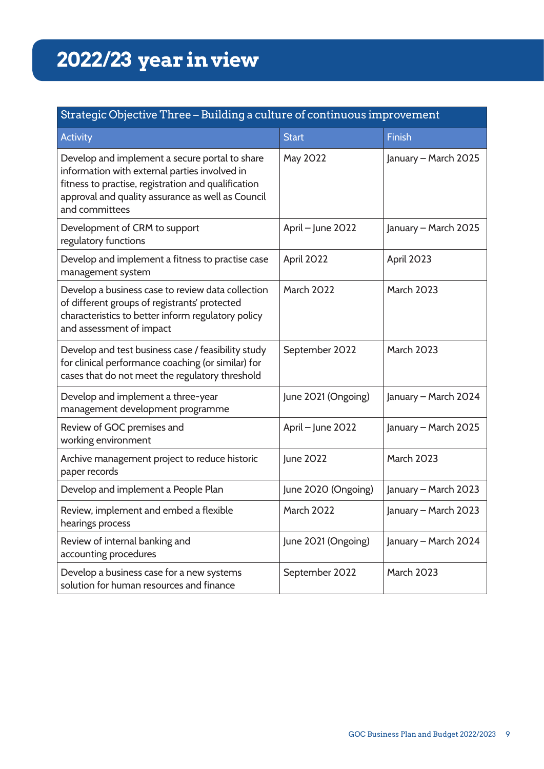# 2022/23 year in view

| Strategic Objective Three – Building a culture of continuous improvement | | |
|---|---|---|
| Activity | Start | Finish |
| Develop and implement a secure portal to share information with external parties involved in fitness to practise, registration and qualification approval and quality assurance as well as Council and committees | May 2022 | January – March 2025 |
| Development of CRM to support regulatory functions | April – June 2022 | January – March 2025 |
| Develop and implement a fitness to practise case management system | April 2022 | April 2023 |
| Develop a business case to review data collection of different groups of registrants' protected characteristics to better inform regulatory policy and assessment of impact | March 2022 | March 2023 |
| Develop and test business case / feasibility study for clinical performance coaching (or similar) for cases that do not meet the regulatory threshold | September 2022 | March 2023 |
| Develop and implement a three-year management development programme | June 2021 (Ongoing) | January – March 2024 |
| Review of GOC premises and working environment | April – June 2022 | January – March 2025 |
| Archive management project to reduce historic paper records | June 2022 | March 2023 |
| Develop and implement a People Plan | June 2020 (Ongoing) | January – March 2023 |
| Review, implement and embed a flexible hearings process | March 2022 | January – March 2023 |
| Review of internal banking and accounting procedures | June 2021 (Ongoing) | January – March 2024 |
| Develop a business case for a new systems solution for human resources and finance | September 2022 | March 2023 |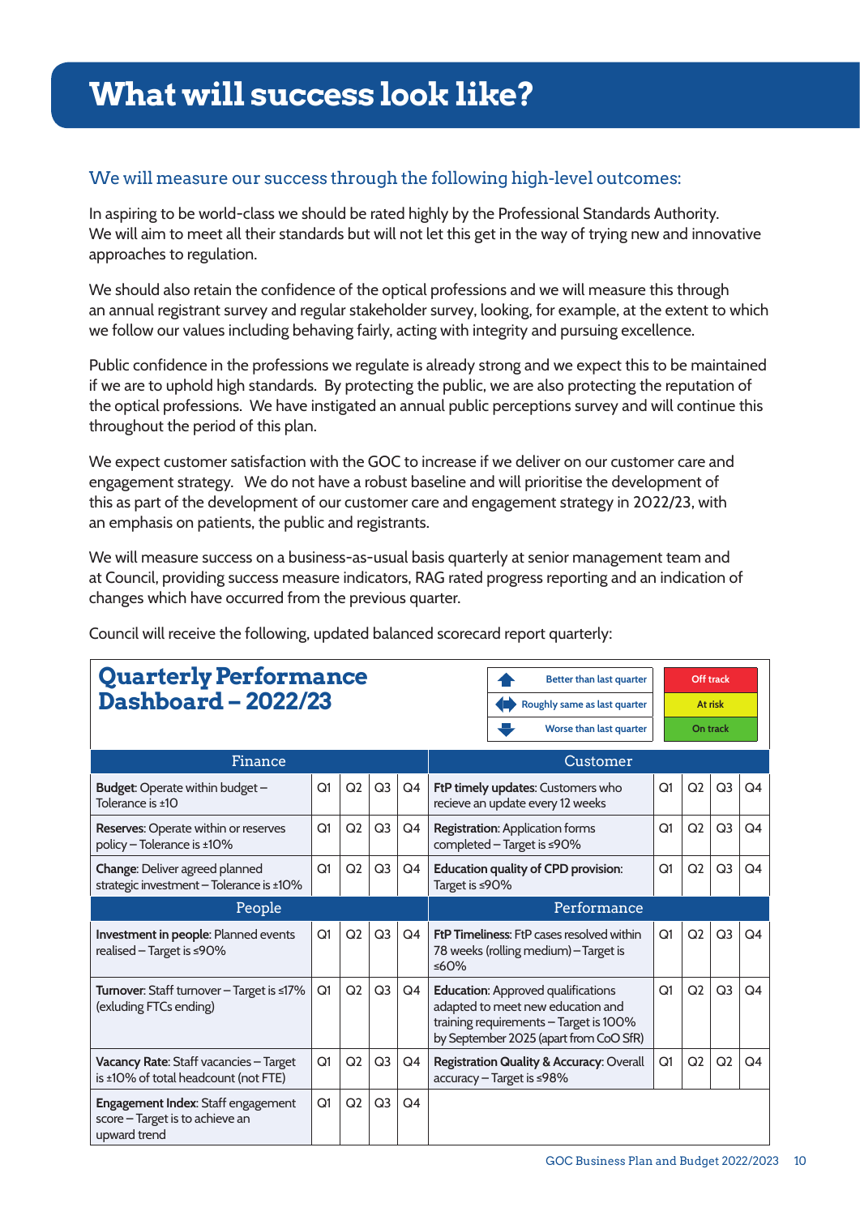# What will success look like?

## We will measure our success through the following high-level outcomes:

In aspiring to be world-class we should be rated highly by the Professional Standards Authority. We will aim to meet all their standards but will not let this get in the way of trying new and innovative approaches to regulation.

We should also retain the confidence of the optical professions and we will measure this through an annual registrant survey and regular stakeholder survey, looking, for example, at the extent to which we follow our values including behaving fairly, acting with integrity and pursuing excellence.

Public confidence in the professions we regulate is already strong and we expect this to be maintained if we are to uphold high standards. By protecting the public, we are also protecting the reputation of the optical professions. We have instigated an annual public perceptions survey and will continue this throughout the period of this plan.

We expect customer satisfaction with the GOC to increase if we deliver on our customer care and engagement strategy. We do not have a robust baseline and will prioritise the development of this as part of the development of our customer care and engagement strategy in 2022/23, with an emphasis on patients, the public and registrants.

We will measure success on a business-as-usual basis quarterly at senior management team and at Council, providing success measure indicators, RAG rated progress reporting and an indication of changes which have occurred from the previous quarter.

Council will receive the following, updated balanced scorecard report quarterly:

### Quarterly Performance Dashboard – 2022/23

| Key | |
|---|---|
| Better than last quarter | Off track |
| Roughly same as last quarter | At risk |
| Worse than last quarter | On track |

| Finance | | | | | Customer | | | | |
|---|---|---|---|---|---|---|---|---|---|
| **Budget**: Operate within budget – Tolerance is ±10 | Q1 | Q2 | Q3 | Q4 | **FtP timely updates**: Customers who recieve an update every 12 weeks | Q1 | Q2 | Q3 | Q4 |
| **Reserves**: Operate within or reserves policy – Tolerance is ±10% | Q1 | Q2 | Q3 | Q4 | **Registration**: Application forms completed – Target is ≤90% | Q1 | Q2 | Q3 | Q4 |
| **Change**: Deliver agreed planned strategic investment – Tolerance is ±10% | Q1 | Q2 | Q3 | Q4 | **Education quality of CPD provision**: Target is ≤90% | Q1 | Q2 | Q3 | Q4 |
| **People** | | | | | **Performance** | | | | |
| **Investment in people**: Planned events realised – Target is ≤90% | Q1 | Q2 | Q3 | Q4 | **FtP Timeliness**: FtP cases resolved within 78 weeks (rolling medium) – Target is ≤60% | Q1 | Q2 | Q3 | Q4 |
| **Turnover**: Staff turnover – Target is ≤17% (exluding FTCs ending) | Q1 | Q2 | Q3 | Q4 | **Education**: Approved qualifications adapted to meet new education and training requirements – Target is 100% by September 2025 (apart from CoO SfR) | Q1 | Q2 | Q3 | Q4 |
| **Vacancy Rate**: Staff vacancies – Target is ±10% of total headcount (not FTE) | Q1 | Q2 | Q3 | Q4 | **Registration Quality & Accuracy**: Overall accuracy – Target is ≤98% | Q1 | Q2 | Q2 | Q4 |
| **Engagement Index**: Staff engagement score – Target is to achieve an upward trend | Q1 | Q2 | Q3 | Q4 | | | | | |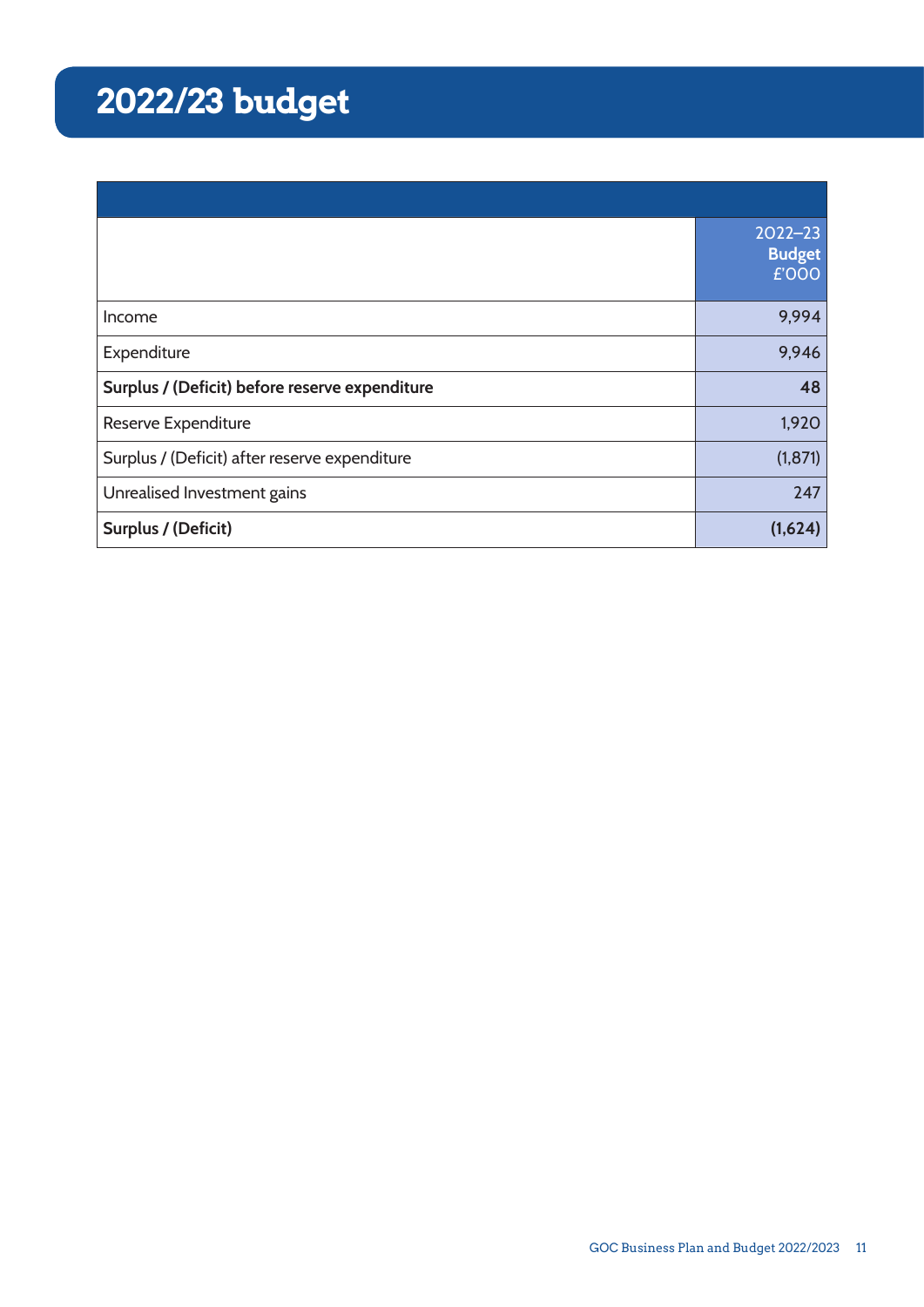# 2022/23 budget

| | 2022–23 **Budget** £'000 |
|---|---:|
| Income | 9,994 |
| Expenditure | 9,946 |
| **Surplus / (Deficit) before reserve expenditure** | **48** |
| Reserve Expenditure | 1,920 |
| Surplus / (Deficit) after reserve expenditure | (1,871) |
| Unrealised Investment gains | 247 |
| **Surplus / (Deficit)** | **(1,624)** |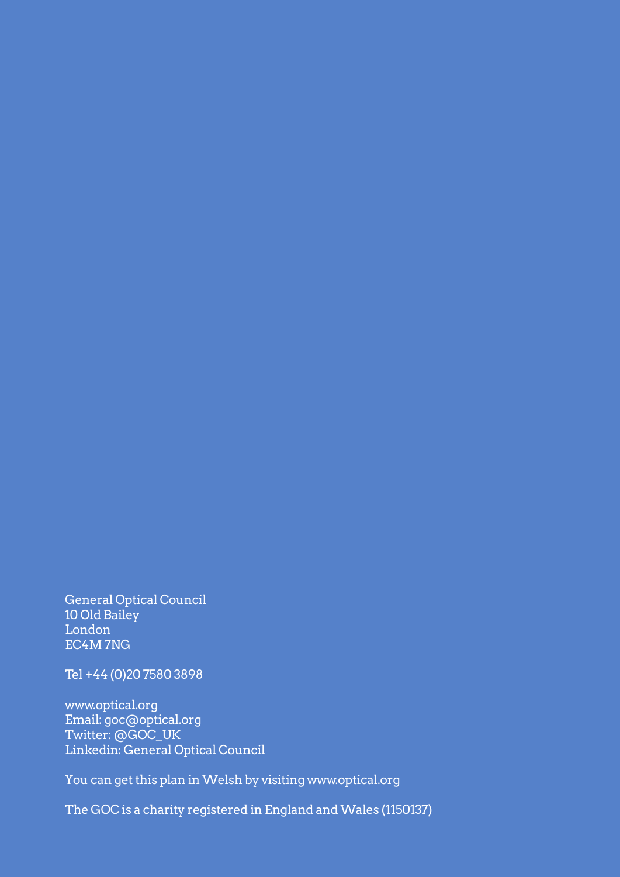General Optical Council
10 Old Bailey
London
EC4M 7NG

Tel +44 (0)20 7580 3898

www.optical.org
Email: goc@optical.org
Twitter: @GOC_UK
Linkedin: General Optical Council

You can get this plan in Welsh by visiting www.optical.org

The GOC is a charity registered in England and Wales (1150137)